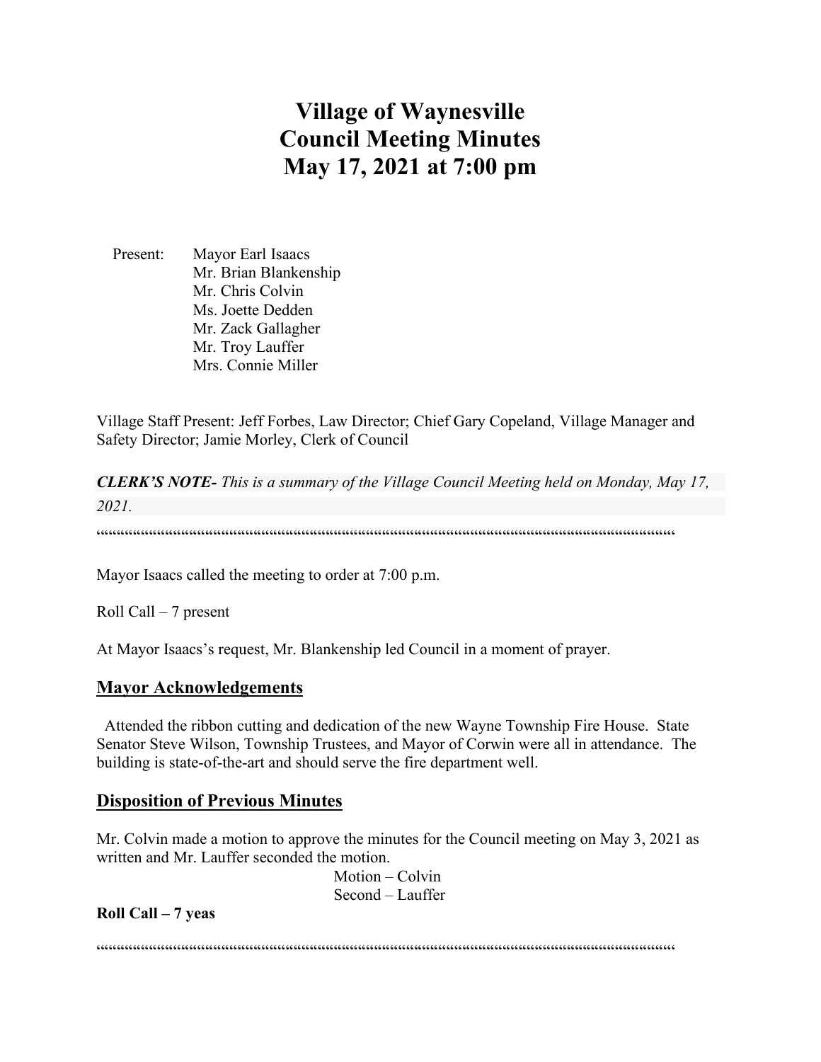# Village of Waynesville
# Council Meeting Minutes
# May 17, 2021 at 7:00 pm

Present: Mayor Earl Isaacs
Mr. Brian Blankenship
Mr. Chris Colvin
Ms. Joette Dedden
Mr. Zack Gallagher
Mr. Troy Lauffer
Mrs. Connie Miller

Village Staff Present: Jeff Forbes, Law Director; Chief Gary Copeland, Village Manager and Safety Director; Jamie Morley, Clerk of Council

***CLERK'S NOTE-*** *This is a summary of the Village Council Meeting held on Monday, May 17, 2021.*

""""""""""""""""""""""""""""""""""""""""""""""""""""""""""""""""""""""""""""""""""""""""""""""""""""""""""""""""""""""""

Mayor Isaacs called the meeting to order at 7:00 p.m.

Roll Call – 7 present

At Mayor Isaacs's request, Mr. Blankenship led Council in a moment of prayer.

## Mayor Acknowledgements

Attended the ribbon cutting and dedication of the new Wayne Township Fire House. State Senator Steve Wilson, Township Trustees, and Mayor of Corwin were all in attendance. The building is state-of-the-art and should serve the fire department well.

## Disposition of Previous Minutes

Mr. Colvin made a motion to approve the minutes for the Council meeting on May 3, 2021 as written and Mr. Lauffer seconded the motion.

Motion – Colvin
Second – Lauffer

**Roll Call – 7 yeas**

""""""""""""""""""""""""""""""""""""""""""""""""""""""""""""""""""""""""""""""""""""""""""""""""""""""""""""""""""""""""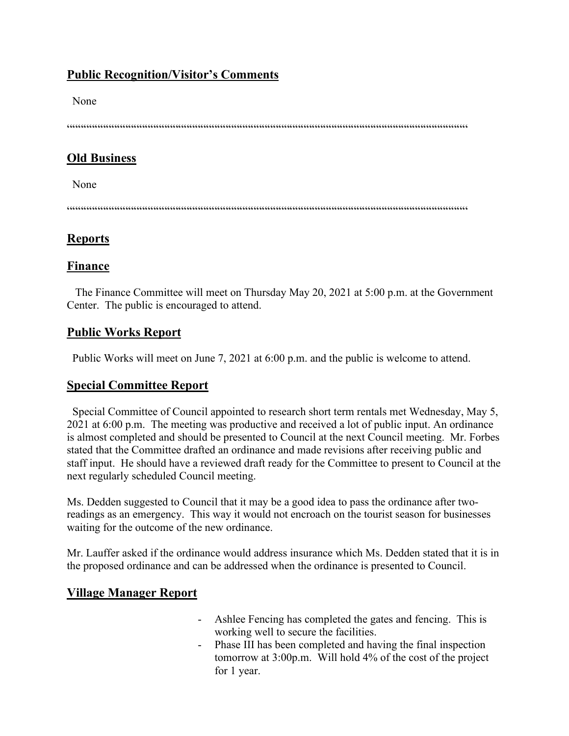## Public Recognition/Visitor's Comments

None

""""""""""""""""""""""""""""""""""""""""""""""""""""""""""""""""""""""""""""""""""""""""""""""""""""""""""""""""""""""""""""""""""""""""""

## Old Business

None

""""""""""""""""""""""""""""""""""""""""""""""""""""""""""""""""""""""""""""""""""""""""""""""""""""""""""""""""""""""""""""""""""""""""""

## Reports

## Finance

The Finance Committee will meet on Thursday May 20, 2021 at 5:00 p.m. at the Government Center. The public is encouraged to attend.

## Public Works Report

Public Works will meet on June 7, 2021 at 6:00 p.m. and the public is welcome to attend.

## Special Committee Report

Special Committee of Council appointed to research short term rentals met Wednesday, May 5, 2021 at 6:00 p.m. The meeting was productive and received a lot of public input. An ordinance is almost completed and should be presented to Council at the next Council meeting. Mr. Forbes stated that the Committee drafted an ordinance and made revisions after receiving public and staff input. He should have a reviewed draft ready for the Committee to present to Council at the next regularly scheduled Council meeting.

Ms. Dedden suggested to Council that it may be a good idea to pass the ordinance after two-readings as an emergency. This way it would not encroach on the tourist season for businesses waiting for the outcome of the new ordinance.

Mr. Lauffer asked if the ordinance would address insurance which Ms. Dedden stated that it is in the proposed ordinance and can be addressed when the ordinance is presented to Council.

## Village Manager Report

- Ashlee Fencing has completed the gates and fencing. This is working well to secure the facilities.
- Phase III has been completed and having the final inspection tomorrow at 3:00p.m. Will hold 4% of the cost of the project for 1 year.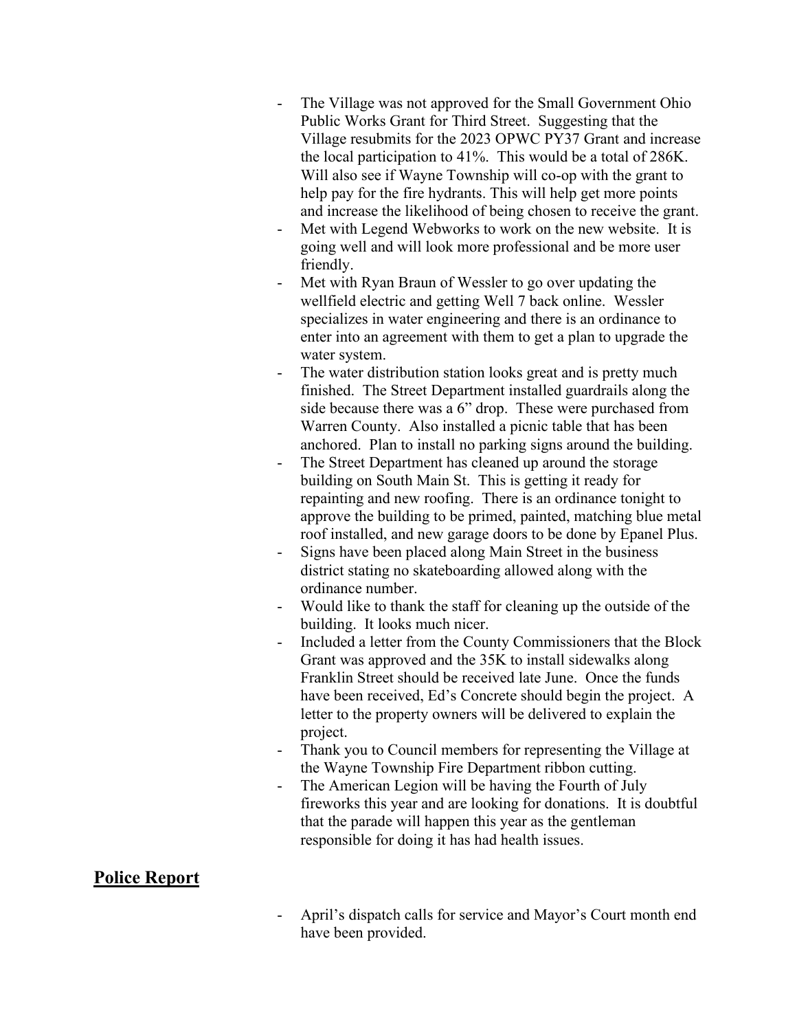- The Village was not approved for the Small Government Ohio Public Works Grant for Third Street. Suggesting that the Village resubmits for the 2023 OPWC PY37 Grant and increase the local participation to 41%. This would be a total of 286K. Will also see if Wayne Township will co-op with the grant to help pay for the fire hydrants. This will help get more points and increase the likelihood of being chosen to receive the grant.
- Met with Legend Webworks to work on the new website. It is going well and will look more professional and be more user friendly.
- Met with Ryan Braun of Wessler to go over updating the wellfield electric and getting Well 7 back online. Wessler specializes in water engineering and there is an ordinance to enter into an agreement with them to get a plan to upgrade the water system.
- The water distribution station looks great and is pretty much finished. The Street Department installed guardrails along the side because there was a 6" drop. These were purchased from Warren County. Also installed a picnic table that has been anchored. Plan to install no parking signs around the building.
- The Street Department has cleaned up around the storage building on South Main St. This is getting it ready for repainting and new roofing. There is an ordinance tonight to approve the building to be primed, painted, matching blue metal roof installed, and new garage doors to be done by Epanel Plus.
- Signs have been placed along Main Street in the business district stating no skateboarding allowed along with the ordinance number.
- Would like to thank the staff for cleaning up the outside of the building. It looks much nicer.
- Included a letter from the County Commissioners that the Block Grant was approved and the 35K to install sidewalks along Franklin Street should be received late June. Once the funds have been received, Ed's Concrete should begin the project. A letter to the property owners will be delivered to explain the project.
- Thank you to Council members for representing the Village at the Wayne Township Fire Department ribbon cutting.
- The American Legion will be having the Fourth of July fireworks this year and are looking for donations. It is doubtful that the parade will happen this year as the gentleman responsible for doing it has had health issues.

## Police Report

- April's dispatch calls for service and Mayor's Court month end have been provided.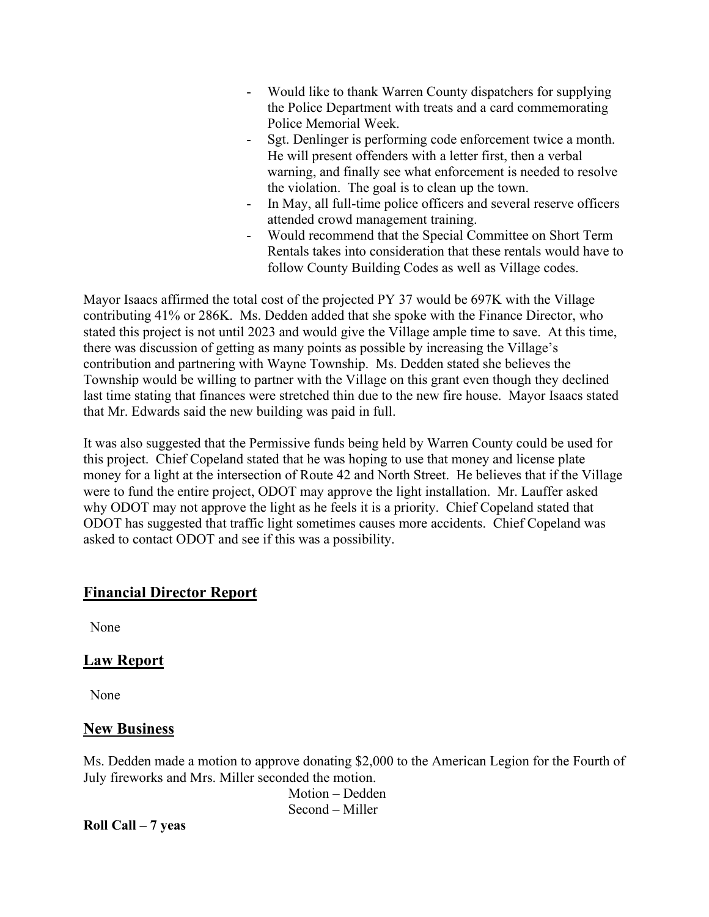- Would like to thank Warren County dispatchers for supplying the Police Department with treats and a card commemorating Police Memorial Week.
- Sgt. Denlinger is performing code enforcement twice a month. He will present offenders with a letter first, then a verbal warning, and finally see what enforcement is needed to resolve the violation. The goal is to clean up the town.
- In May, all full-time police officers and several reserve officers attended crowd management training.
- Would recommend that the Special Committee on Short Term Rentals takes into consideration that these rentals would have to follow County Building Codes as well as Village codes.

Mayor Isaacs affirmed the total cost of the projected PY 37 would be 697K with the Village contributing 41% or 286K. Ms. Dedden added that she spoke with the Finance Director, who stated this project is not until 2023 and would give the Village ample time to save. At this time, there was discussion of getting as many points as possible by increasing the Village's contribution and partnering with Wayne Township. Ms. Dedden stated she believes the Township would be willing to partner with the Village on this grant even though they declined last time stating that finances were stretched thin due to the new fire house. Mayor Isaacs stated that Mr. Edwards said the new building was paid in full.

It was also suggested that the Permissive funds being held by Warren County could be used for this project. Chief Copeland stated that he was hoping to use that money and license plate money for a light at the intersection of Route 42 and North Street. He believes that if the Village were to fund the entire project, ODOT may approve the light installation. Mr. Lauffer asked why ODOT may not approve the light as he feels it is a priority. Chief Copeland stated that ODOT has suggested that traffic light sometimes causes more accidents. Chief Copeland was asked to contact ODOT and see if this was a possibility.

## Financial Director Report

None

## Law Report

None

## New Business

Ms. Dedden made a motion to approve donating $2,000 to the American Legion for the Fourth of July fireworks and Mrs. Miller seconded the motion.

Motion – Dedden
Second – Miller

**Roll Call – 7 yeas**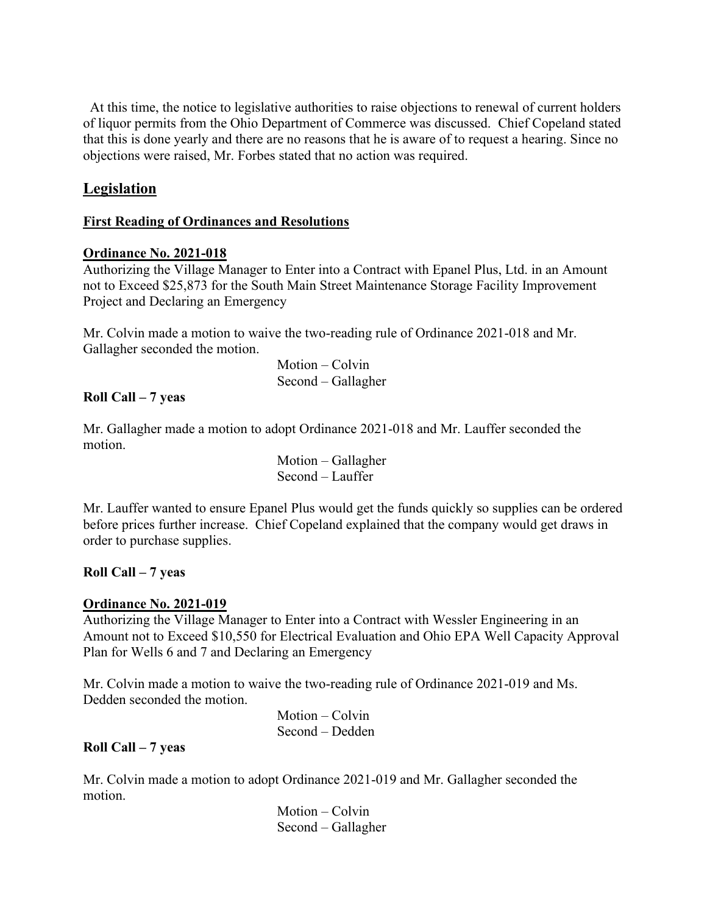At this time, the notice to legislative authorities to raise objections to renewal of current holders of liquor permits from the Ohio Department of Commerce was discussed. Chief Copeland stated that this is done yearly and there are no reasons that he is aware of to request a hearing. Since no objections were raised, Mr. Forbes stated that no action was required.

## Legislation

### First Reading of Ordinances and Resolutions

**Ordinance No. 2021-018**

Authorizing the Village Manager to Enter into a Contract with Epanel Plus, Ltd. in an Amount not to Exceed $25,873 for the South Main Street Maintenance Storage Facility Improvement Project and Declaring an Emergency

Mr. Colvin made a motion to waive the two-reading rule of Ordinance 2021-018 and Mr. Gallagher seconded the motion.

Motion – Colvin
Second – Gallagher

**Roll Call – 7 yeas**

Mr. Gallagher made a motion to adopt Ordinance 2021-018 and Mr. Lauffer seconded the motion.

Motion – Gallagher
Second – Lauffer

Mr. Lauffer wanted to ensure Epanel Plus would get the funds quickly so supplies can be ordered before prices further increase. Chief Copeland explained that the company would get draws in order to purchase supplies.

**Roll Call – 7 yeas**

**Ordinance No. 2021-019**

Authorizing the Village Manager to Enter into a Contract with Wessler Engineering in an Amount not to Exceed $10,550 for Electrical Evaluation and Ohio EPA Well Capacity Approval Plan for Wells 6 and 7 and Declaring an Emergency

Mr. Colvin made a motion to waive the two-reading rule of Ordinance 2021-019 and Ms. Dedden seconded the motion.

Motion – Colvin
Second – Dedden

**Roll Call – 7 yeas**

Mr. Colvin made a motion to adopt Ordinance 2021-019 and Mr. Gallagher seconded the motion.

Motion – Colvin
Second – Gallagher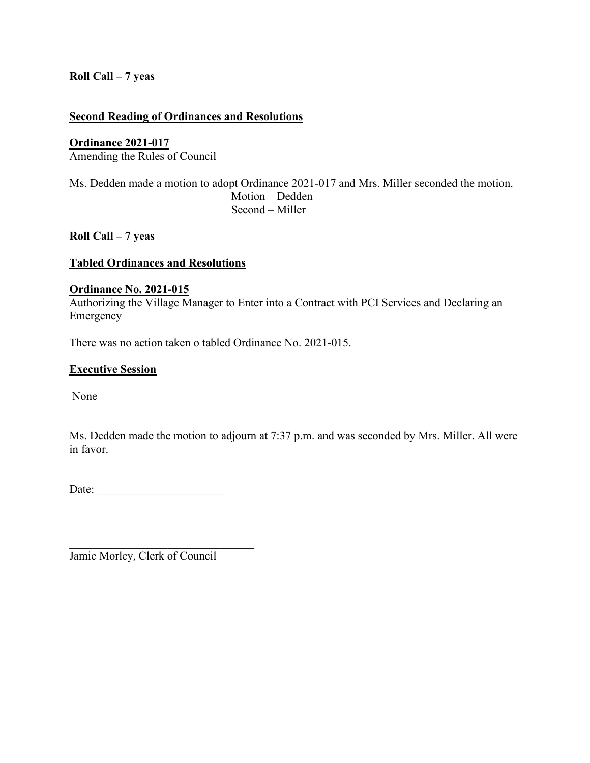**Roll Call – 7 yeas**

**Second Reading of Ordinances and Resolutions**

**Ordinance 2021-017**
Amending the Rules of Council

Ms. Dedden made a motion to adopt Ordinance 2021-017 and Mrs. Miller seconded the motion.
Motion – Dedden
Second – Miller

**Roll Call – 7 yeas**

**Tabled Ordinances and Resolutions**

**Ordinance No. 2021-015**
Authorizing the Village Manager to Enter into a Contract with PCI Services and Declaring an Emergency

There was no action taken o tabled Ordinance No. 2021-015.

**Executive Session**

None

Ms. Dedden made the motion to adjourn at 7:37 p.m. and was seconded by Mrs. Miller. All were in favor.

Date: ______________________

_________________________________
Jamie Morley, Clerk of Council